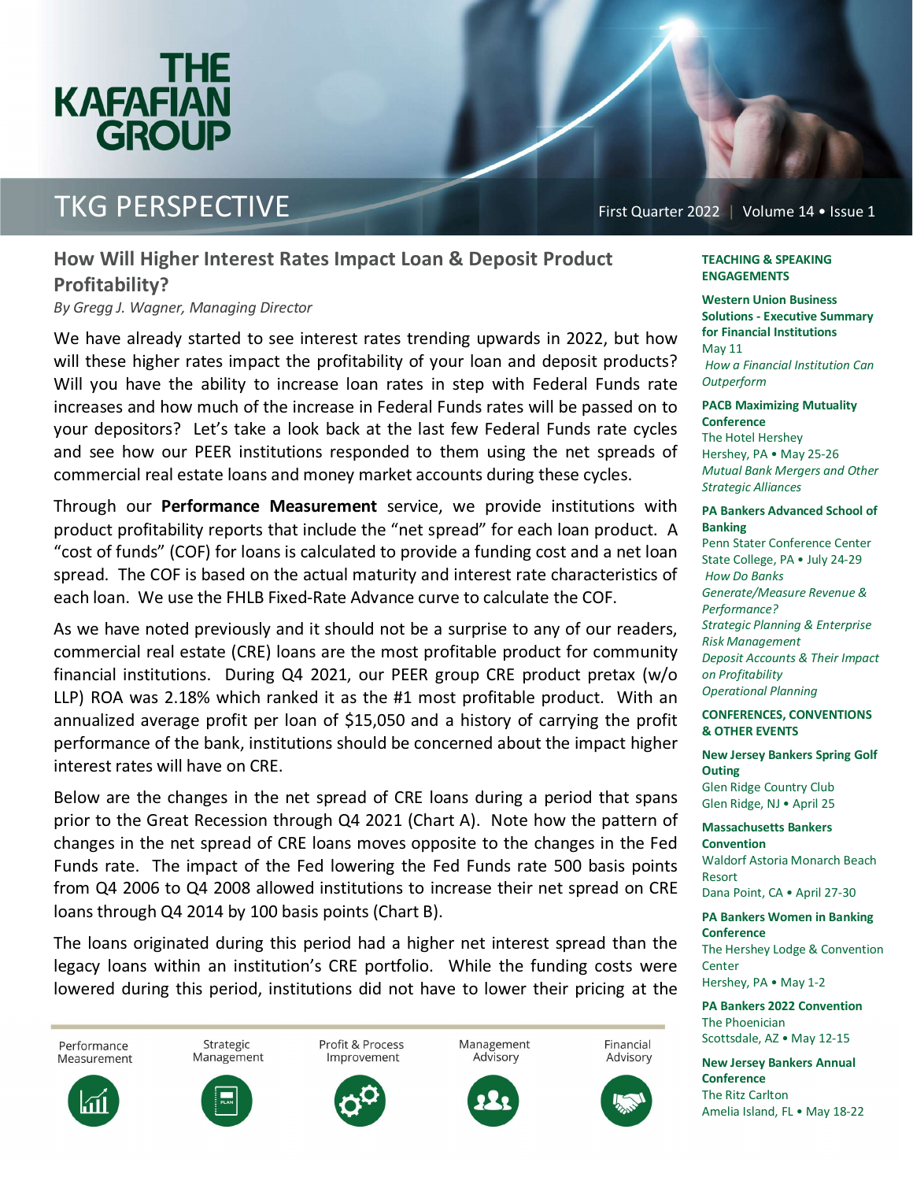# THE KAFAFIAN GROUP

# TKG PERSPECTIVE

First Quarter 2022 | Volume 14 • Issue 1

## How Will Higher Interest Rates Impact Loan & Deposit Product Profitability?

*By Gregg J. Wagner, Managing Director*

We have already started to see interest rates trending upwards in 2022, but how will these higher rates impact the profitability of your loan and deposit products? Will you have the ability to increase loan rates in step with Federal Funds rate increases and how much of the increase in Federal Funds rates will be passed on to your depositors? Let's take a look back at the last few Federal Funds rate cycles and see how our PEER institutions responded to them using the net spreads of commercial real estate loans and money market accounts during these cycles.

Through our **Performance Measurement** service, we provide institutions with product profitability reports that include the "net spread" for each loan product. A "cost of funds" (COF) for loans is calculated to provide a funding cost and a net loan spread. The COF is based on the actual maturity and interest rate characteristics of each loan. We use the FHLB Fixed-Rate Advance curve to calculate the COF.

As we have noted previously and it should not be a surprise to any of our readers, commercial real estate (CRE) loans are the most profitable product for community financial institutions. During Q4 2021, our PEER group CRE product pretax (w/o LLP) ROA was 2.18% which ranked it as the #1 most profitable product. With an annualized average profit per loan of $15,050 and a history of carrying the profit performance of the bank, institutions should be concerned about the impact higher interest rates will have on CRE.

Below are the changes in the net spread of CRE loans during a period that spans prior to the Great Recession through Q4 2021 (Chart A). Note how the pattern of changes in the net spread of CRE loans moves opposite to the changes in the Fed Funds rate. The impact of the Fed lowering the Fed Funds rate 500 basis points from Q4 2006 to Q4 2008 allowed institutions to increase their net spread on CRE loans through Q4 2014 by 100 basis points (Chart B).

The loans originated during this period had a higher net interest spread than the legacy loans within an institution's CRE portfolio. While the funding costs were lowered during this period, institutions did not have to lower their pricing at the

Performance Measurement | Strategic Management | Profit & Process Improvement | Management Advisory | Financial Advisory

### TEACHING & SPEAKING ENGAGEMENTS

**Western Union Business Solutions - Executive Summary for Financial Institutions**
May 11
*How a Financial Institution Can Outperform*

**PACB Maximizing Mutuality Conference**
The Hotel Hershey
Hershey, PA • May 25-26
*Mutual Bank Mergers and Other Strategic Alliances*

**PA Bankers Advanced School of Banking**
Penn Stater Conference Center
State College, PA • July 24-29
*How Do Banks Generate/Measure Revenue & Performance?*
*Strategic Planning & Enterprise Risk Management*
*Deposit Accounts & Their Impact on Profitability*
*Operational Planning*

### CONFERENCES, CONVENTIONS & OTHER EVENTS

**New Jersey Bankers Spring Golf Outing**
Glen Ridge Country Club
Glen Ridge, NJ • April 25

**Massachusetts Bankers Convention**
Waldorf Astoria Monarch Beach Resort
Dana Point, CA • April 27-30

**PA Bankers Women in Banking Conference**
The Hershey Lodge & Convention Center
Hershey, PA • May 1-2

**PA Bankers 2022 Convention**
The Phoenician
Scottsdale, AZ • May 12-15

**New Jersey Bankers Annual Conference**
The Ritz Carlton
Amelia Island, FL • May 18-22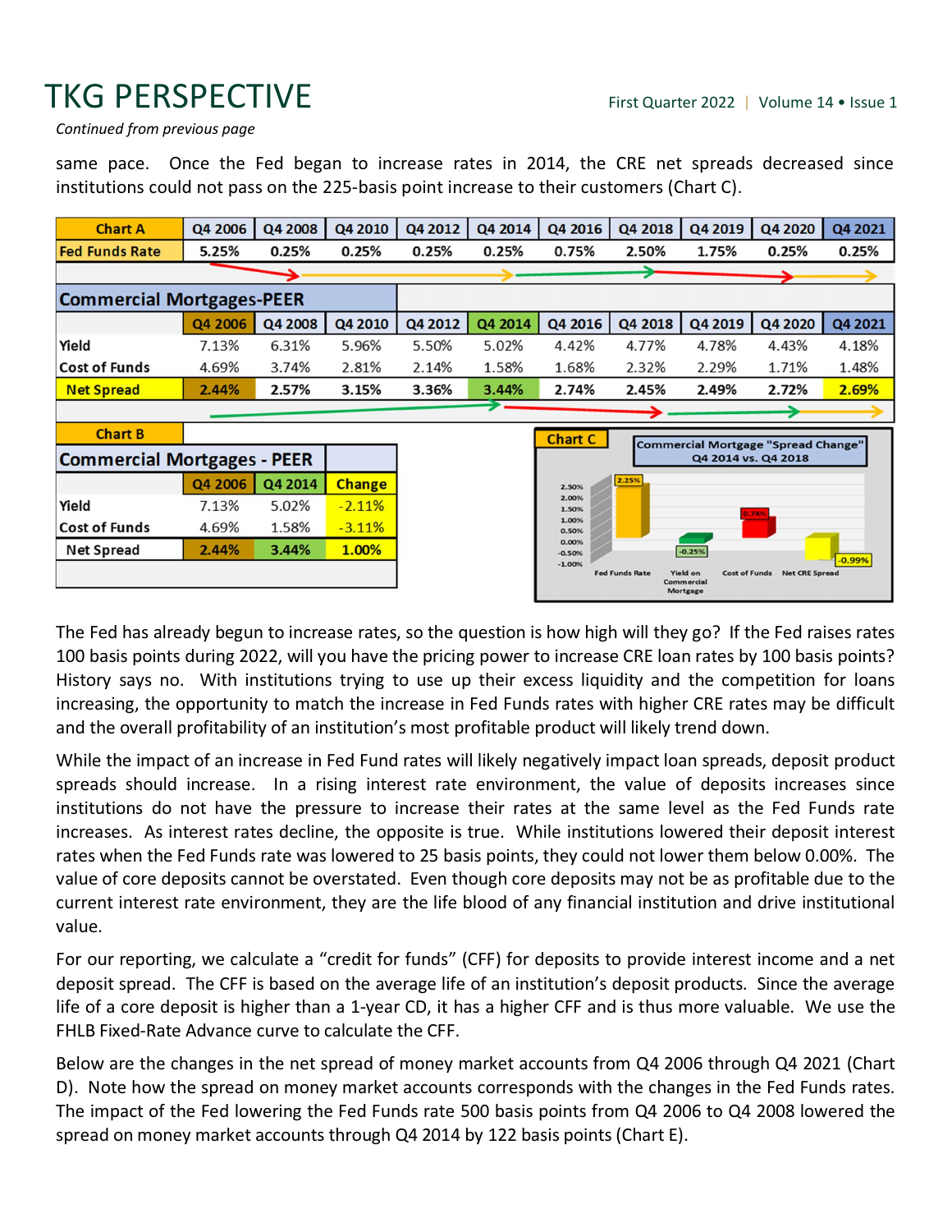*Continued from previous page*

same pace. Once the Fed began to increase rates in 2014, the CRE net spreads decreased since institutions could not pass on the 225-basis point increase to their customers (Chart C).

| Chart A | Q4 2006 | Q4 2008 | Q4 2010 | Q4 2012 | Q4 2014 | Q4 2016 | Q4 2018 | Q4 2019 | Q4 2020 | Q4 2021 |
|---|---|---|---|---|---|---|---|---|---|---|
| Fed Funds Rate | 5.25% | 0.25% | 0.25% | 0.25% | 0.25% | 0.75% | 2.50% | 1.75% | 0.25% | 0.25% |

| Commercial Mortgages-PEER | Q4 2006 | Q4 2008 | Q4 2010 | Q4 2012 | Q4 2014 | Q4 2016 | Q4 2018 | Q4 2019 | Q4 2020 | Q4 2021 |
|---|---|---|---|---|---|---|---|---|---|---|
| Yield | 7.13% | 6.31% | 5.96% | 5.50% | 5.02% | 4.42% | 4.77% | 4.78% | 4.43% | 4.18% |
| Cost of Funds | 4.69% | 3.74% | 2.81% | 2.14% | 1.58% | 1.68% | 2.32% | 2.29% | 1.71% | 1.48% |
| Net Spread | 2.44% | 2.57% | 3.15% | 3.36% | 3.44% | 2.74% | 2.45% | 2.49% | 2.72% | 2.69% |

**Chart B**

| Commercial Mortgages - PEER | Q4 2006 | Q4 2014 | Change |
|---|---|---|---|
| Yield | 7.13% | 5.02% | -2.11% |
| Cost of Funds | 4.69% | 1.58% | -3.11% |
| Net Spread | 2.44% | 3.44% | 1.00% |

**Chart C** — Commercial Mortgage "Spread Change" Q4 2014 vs. Q4 2018

| Fed Funds Rate | Yield on Commercial Mortgage | Cost of Funds | Net CRE Spread |
|---|---|---|---|
| 2.25% | -0.25% | 0.74% | -0.99% |

The Fed has already begun to increase rates, so the question is how high will they go? If the Fed raises rates 100 basis points during 2022, will you have the pricing power to increase CRE loan rates by 100 basis points? History says no. With institutions trying to use up their excess liquidity and the competition for loans increasing, the opportunity to match the increase in Fed Funds rates with higher CRE rates may be difficult and the overall profitability of an institution's most profitable product will likely trend down.

While the impact of an increase in Fed Fund rates will likely negatively impact loan spreads, deposit product spreads should increase. In a rising interest rate environment, the value of deposits increases since institutions do not have the pressure to increase their rates at the same level as the Fed Funds rate increases. As interest rates decline, the opposite is true. While institutions lowered their deposit interest rates when the Fed Funds rate was lowered to 25 basis points, they could not lower them below 0.00%. The value of core deposits cannot be overstated. Even though core deposits may not be as profitable due to the current interest rate environment, they are the life blood of any financial institution and drive institutional value.

For our reporting, we calculate a "credit for funds" (CFF) for deposits to provide interest income and a net deposit spread. The CFF is based on the average life of an institution's deposit products. Since the average life of a core deposit is higher than a 1-year CD, it has a higher CFF and is thus more valuable. We use the FHLB Fixed-Rate Advance curve to calculate the CFF.

Below are the changes in the net spread of money market accounts from Q4 2006 through Q4 2021 (Chart D). Note how the spread on money market accounts corresponds with the changes in the Fed Funds rates. The impact of the Fed lowering the Fed Funds rate 500 basis points from Q4 2006 to Q4 2008 lowered the spread on money market accounts through Q4 2014 by 122 basis points (Chart E).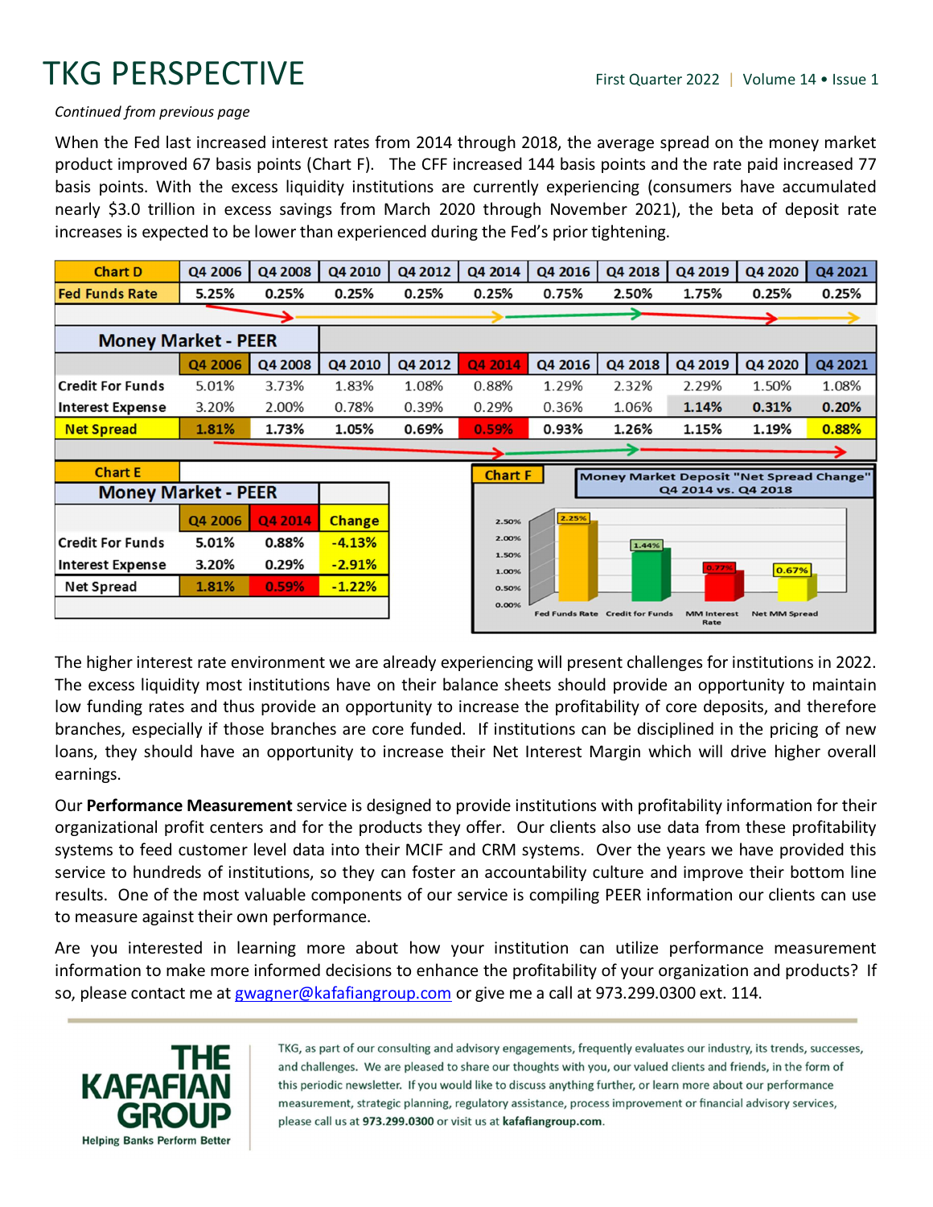*Continued from previous page*

When the Fed last increased interest rates from 2014 through 2018, the average spread on the money market product improved 67 basis points (Chart F). The CFF increased 144 basis points and the rate paid increased 77 basis points. With the excess liquidity institutions are currently experiencing (consumers have accumulated nearly $3.0 trillion in excess savings from March 2020 through November 2021), the beta of deposit rate increases is expected to be lower than experienced during the Fed's prior tightening.

| Chart D | Q4 2006 | Q4 2008 | Q4 2010 | Q4 2012 | Q4 2014 | Q4 2016 | Q4 2018 | Q4 2019 | Q4 2020 | Q4 2021 |
|---|---|---|---|---|---|---|---|---|---|---|
| Fed Funds Rate | 5.25% | 0.25% | 0.25% | 0.25% | 0.25% | 0.75% | 2.50% | 1.75% | 0.25% | 0.25% |

**Money Market - PEER**

| | Q4 2006 | Q4 2008 | Q4 2010 | Q4 2012 | Q4 2014 | Q4 2016 | Q4 2018 | Q4 2019 | Q4 2020 | Q4 2021 |
|---|---|---|---|---|---|---|---|---|---|---|
| Credit For Funds | 5.01% | 3.73% | 1.83% | 1.08% | 0.88% | 1.29% | 2.32% | 2.29% | 1.50% | 1.08% |
| Interest Expense | 3.20% | 2.00% | 0.78% | 0.39% | 0.29% | 0.36% | 1.06% | 1.14% | 0.31% | 0.20% |
| Net Spread | 1.81% | 1.73% | 1.05% | 0.69% | 0.59% | 0.93% | 1.26% | 1.15% | 1.19% | 0.88% |

**Chart E**

**Money Market - PEER**

| | Q4 2006 | Q4 2014 | Change |
|---|---|---|---|
| Credit For Funds | 5.01% | 0.88% | -4.13% |
| Interest Expense | 3.20% | 0.29% | -2.91% |
| Net Spread | 1.81% | 0.59% | -1.22% |

Chart F

Money Market Deposit "Net Spread Change" Q4 2014 vs. Q4 2018

2.50%
2.00%
1.50%
1.00%
0.50%
0.00%

2.25%
1.44%
0.77%
0.67%

Fed Funds Rate
Credit for Funds
MM Interest Rate
Net MM Spread

The higher interest rate environment we are already experiencing will present challenges for institutions in 2022. The excess liquidity most institutions have on their balance sheets should provide an opportunity to maintain low funding rates and thus provide an opportunity to increase the profitability of core deposits, and therefore branches, especially if those branches are core funded. If institutions can be disciplined in the pricing of new loans, they should have an opportunity to increase their Net Interest Margin which will drive higher overall earnings.

Our **Performance Measurement** service is designed to provide institutions with profitability information for their organizational profit centers and for the products they offer. Our clients also use data from these profitability systems to feed customer level data into their MCIF and CRM systems. Over the years we have provided this service to hundreds of institutions, so they can foster an accountability culture and improve their bottom line results. One of the most valuable components of our service is compiling PEER information our clients can use to measure against their own performance.

Are you interested in learning more about how your institution can utilize performance measurement information to make more informed decisions to enhance the profitability of your organization and products? If so, please contact me at gwagner@kafafiangroup.com or give me a call at 973.299.0300 ext. 114.

THE KAFAFIAN GROUP
Helping Banks Perform Better

TKG, as part of our consulting and advisory engagements, frequently evaluates our industry, its trends, successes, and challenges. We are pleased to share our thoughts with you, our valued clients and friends, in the form of this periodic newsletter. If you would like to discuss anything further, or learn more about our performance measurement, strategic planning, regulatory assistance, process improvement or financial advisory services, please call us at **973.299.0300** or visit us at **kafafiangroup.com**.